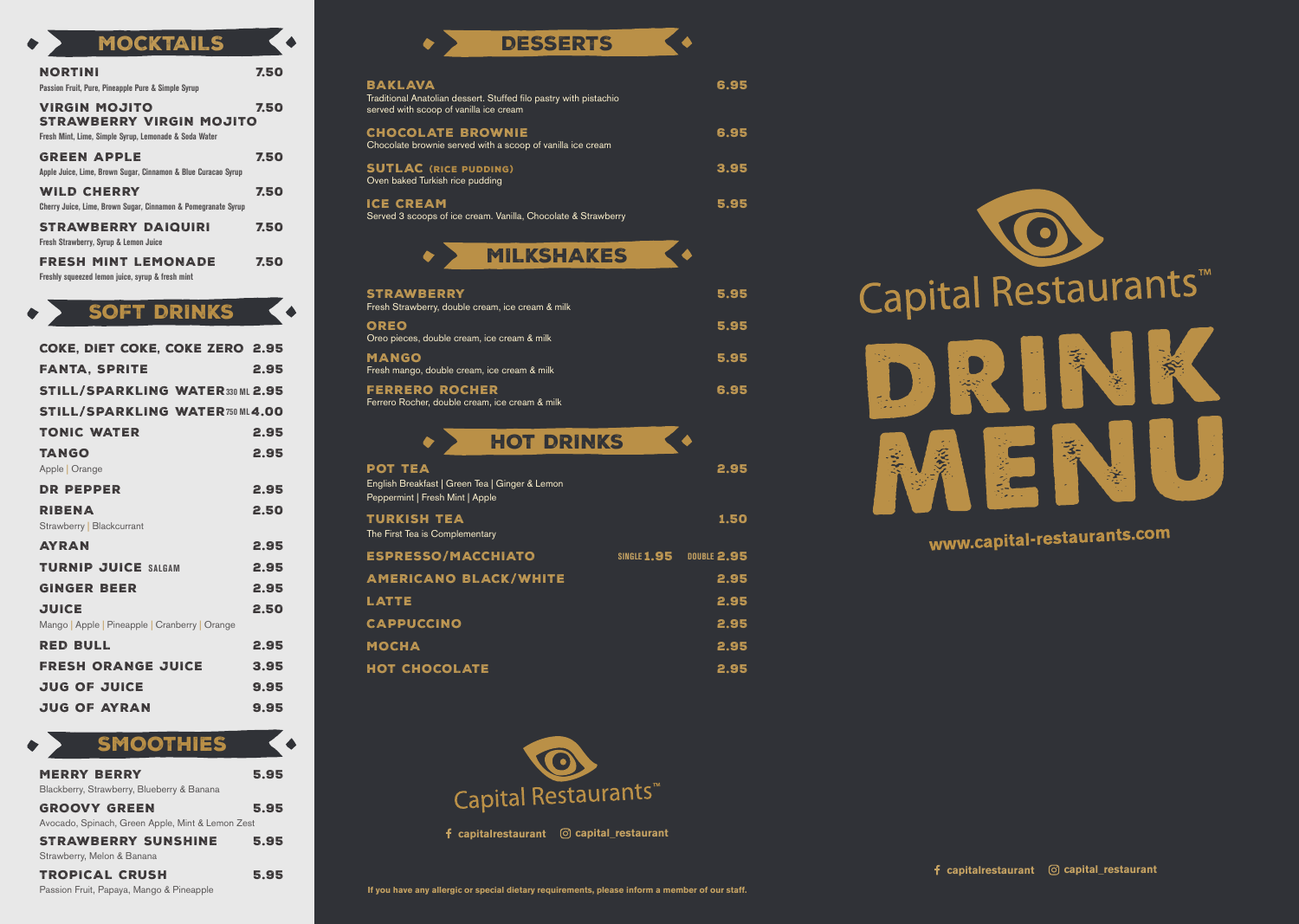## MOCKTAILS

**NORTINI** 7.50
Passion Fruit, Pure, Pineapple Pure & Simple Syrup

**VIRGIN MOJITO** 7.50
**STRAWBERRY VIRGIN MOJITO**
Fresh Mint, Lime, Simple Syrup, Lemonade & Soda Water

**GREEN APPLE** 7.50
Apple Juice, Lime, Brown Sugar, Cinnamon & Blue Curacao Syrup

**WILD CHERRY** 7.50
Cherry Juice, Lime, Brown Sugar, Cinnamon & Pomegranate Syrup

**STRAWBERRY DAIQUIRI** 7.50
Fresh Strawberry, Syrup & Lemon Juice

**FRESH MINT LEMONADE** 7.50
Freshly squeezed lemon juice, syrup & fresh mint

## SOFT DRINKS

**COKE, DIET COKE, COKE ZERO** 2.95

**FANTA, SPRITE** 2.95

**STILL/SPARKLING WATER** 330 ML 2.95

**STILL/SPARKLING WATER** 750 ML 4.00

**TONIC WATER** 2.95

**TANGO** 2.95
Apple | Orange

**DR PEPPER** 2.95

**RIBENA** 2.50
Strawberry | Blackcurrant

**AYRAN** 2.95

**TURNIP JUICE** SALGAM 2.95

**GINGER BEER** 2.95

**JUICE** 2.50
Mango | Apple | Pineapple | Cranberry | Orange

**RED BULL** 2.95

**FRESH ORANGE JUICE** 3.95

**JUG OF JUICE** 9.95

**JUG OF AYRAN** 9.95

## SMOOTHIES

**MERRY BERRY** 5.95
Blackberry, Strawberry, Blueberry & Banana

**GROOVY GREEN** 5.95
Avocado, Spinach, Green Apple, Mint & Lemon Zest

**STRAWBERRY SUNSHINE** 5.95
Strawberry, Melon & Banana

**TROPICAL CRUSH** 5.95
Passion Fruit, Papaya, Mango & Pineapple

## DESSERTS

**BAKLAVA** 6.95
Traditional Anatolian dessert. Stuffed filo pastry with pistachio served with scoop of vanilla ice cream

**CHOCOLATE BROWNIE** 6.95
Chocolate brownie served with a scoop of vanilla ice cream

**SUTLAC** (RICE PUDDING) 3.95
Oven baked Turkish rice pudding

**ICE CREAM** 5.95
Served 3 scoops of ice cream. Vanilla, Chocolate & Strawberry

## MILKSHAKES

**STRAWBERRY** 5.95
Fresh Strawberry, double cream, ice cream & milk

**OREO** 5.95
Oreo pieces, double cream, ice cream & milk

**MANGO** 5.95
Fresh mango, double cream, ice cream & milk

**FERRERO ROCHER** 6.95
Ferrero Rocher, double cream, ice cream & milk

## HOT DRINKS

**POT TEA** 2.95
English Breakfast | Green Tea | Ginger & Lemon
Peppermint | Fresh Mint | Apple

**TURKISH TEA** 1.50
The First Tea is Complementary

**ESPRESSO/MACCHIATO** SINGLE 1.95 DOUBLE 2.95

**AMERICANO BLACK/WHITE** 2.95

**LATTE** 2.95

**CAPPUCCINO** 2.95

**MOCHA** 2.95

**HOT CHOCOLATE** 2.95

Capital Restaurants™

f capitalrestaurant  capital_restaurant

If you have any allergic or special dietary requirements, please inform a member of our staff.

Capital Restaurants™

# DRINK MENU

www.capital-restaurants.com

f capitalrestaurant  capital_restaurant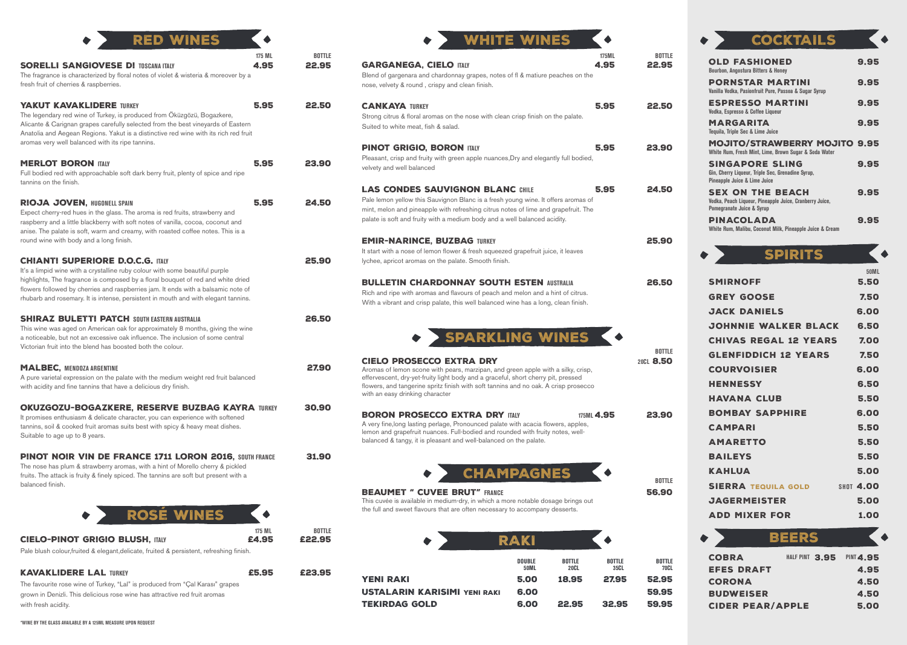## RED WINES

| | 175 ML | BOTTLE |
|---|---|---|
| **SORELLI SANGIOVESE DI** TOSCANA ITALY | 4.95 | 22.95 |

The fragrance is characterized by floral notes of violet & wisteria & moreover by a fresh fruit of cherries & raspberries.

**YAKUT KAVAKLIDERE** TURKEY — 5.95 — 22.50

The legendary red wine of Turkey, is produced from Öküzgözü, Bogazkere, Alicante & Carignan grapes carefully selected from the best vineyards of Eastern Anatolia and Aegean Regions. Yakut is a distinctive red wine with its rich red fruit aromas very well balanced with its ripe tannins.

**MERLOT BORON** ITALY — 5.95 — 23.90

Full bodied red with approachable soft dark berry fruit, plenty of spice and ripe tannins on the finish.

**RIOJA JOVEN,** HUGONELL SPAIN — 5.95 — 24.50

Expect cherry-red hues in the glass. The aroma is red fruits, strawberry and raspberry and a little blackberry with soft notes of vanilla, cocoa, coconut and anise. The palate is soft, warm and creamy, with roasted coffee notes. This is a round wine with body and a long finish.

**CHIANTI SUPERIORE D.O.C.G.** ITALY — 25.90

It's a limpid wine with a crystalline ruby colour with some beautiful purple highlights, The fragrance is composed by a floral bouquet of red and white dried flowers followed by cherries and raspberries jam. It ends with a balsamic note of rhubarb and rosemary. It is intense, persistent in mouth and with elegant tannins.

**SHIRAZ BULETTI PATCH** SOUTH EASTERN AUSTRALIA — 26.50

This wine was aged on American oak for approximately 8 months, giving the wine a noticeable, but not an excessive oak influence. The inclusion of some central Victorian fruit into the blend has boosted both the colour.

**MALBEC,** MENDOZA ARGENTINE — 27.90

A pure varietal expression on the palate with the medium weight red fruit balanced with acidity and fine tannins that have a delicious dry finish.

**OKUZGOZU-BOGAZKERE, RESERVE BUZBAG KAYRA** TURKEY — 30.90

It promises enthusiasm & delicate character, you can experience with softened tannins, soil & cooked fruit aromas suits best with spicy & heavy meat dishes. Suitable to age up to 8 years.

**PINOT NOIR VIN DE FRANCE 1711 LORON 2016,** SOUTH FRANCE — 31.90

The nose has plum & strawberry aromas, with a hint of Morello cherry & pickled fruits. The attack is fruity & finely spiced. The tannins are soft but present with a balanced finish.

## ROSÉ WINES

| | 175 ML | BOTTLE |
|---|---|---|
| **CIELO-PINOT GRIGIO BLUSH,** ITALY | £4.95 | £22.95 |

Pale blush colour,fruited & elegant,delicate, fruited & persistent, refreshing finish.

**KAVAKLIDERE LAL** TURKEY — £5.95 — £23.95

The favourite rose wine of Turkey, "Lal" is produced from "Çal Karasi" grapes grown in Denizli. This delicious rose wine has attractive red fruit aromas with fresh acidity.

*WINE BY THE GLASS AVAILABLE BY A 125ML MEASURE UPON REQUEST

## WHITE WINES

| | 175ML | BOTTLE |
|---|---|---|
| **GARGANEGA, CIELO** ITALY | 4.95 | 22.95 |

Blend of gargenara and chardonnay grapes, notes of fl & matiure peaches on the nose, velvety & round , crispy and clean finish.

**CANKAYA** TURKEY — 5.95 — 22.50

Strong citrus & floral aromas on the nose with clean crisp finish on the palate. Suited to white meat, fish & salad.

**PINOT GRIGIO, BORON** ITALY — 5.95 — 23.90

Pleasant, crisp and fruity with green apple nuances,Dry and elegantly full bodied, velvety and well balanced

**LAS CONDES SAUVIGNON BLANC** CHILE — 5.95 — 24.50

Pale lemon yellow this Sauvignon Blanc is a fresh young wine. It offers aromas of mint, melon and pineapple with refreshing citrus notes of lime and grapefruit. The palate is soft and fruity with a medium body and a well balanced acidity.

**EMIR-NARINCE, BUZBAG** TURKEY — 25.90

It start with a nose of lemon flower & fresh squeezed grapefruit juice, it leaves lychee, apricot aromas on the palate. Smooth finish.

**BULLETIN CHARDONNAY SOUTH ESTEN** AUSTRALIA — 26.50

Rich and ripe with aromas and flavours of peach and melon and a hint of citrus. With a vibrant and crisp palate, this well balanced wine has a long, clean finish.

## SPARKLING WINES

**CIELO PROSECCO EXTRA DRY** — BOTTLE 20CL 8.50

Aromas of lemon scone with pears, marzipan, and green apple with a silky, crisp, effervescent, dry-yet-fruity light body and a graceful, short cherry pit, pressed flowers, and tangerine spritz finish with soft tannins and no oak. A crisp prosecco with an easy drinking character

**BORON PROSECCO EXTRA DRY** ITALY — 175ML 4.95 — 23.90

A very fine,long lasting perlage, Pronounced palate with acacia flowers, apples, lemon and grapefruit nuances. Full-bodied and rounded with fruity notes, well-balanced & tangy, it is pleasant and well-balanced on the palate.

## CHAMPAGNES

**BEAUMET " CUVEE BRUT"** FRANCE — BOTTLE 56.90

This cuvée is available in medium-dry, in which a more notable dosage brings out the full and sweet flavours that are often necessary to accompany desserts.

## RAKI

| | DOUBLE 50ML | BOTTLE 20CL | BOTTLE 35CL | BOTTLE 70CL |
|---|---|---|---|---|
| YENI RAKI | 5.00 | 18.95 | 27.95 | 52.95 |
| USTALARIN KARISIMI YENI RAKI | 6.00 | | | 59.95 |
| TEKIRDAG GOLD | 6.00 | 22.95 | 32.95 | 59.95 |

## COCKTAILS

| | |
|---|---|
| **OLD FASHIONED** Bourbon, Angostura Bitters & Honey | 9.95 |
| **PORNSTAR MARTINI** Vanilla Vodka, Passionfruit Pure, Passoa & Sugar Syrup | 9.95 |
| **ESPRESSO MARTINI** Vodka, Espresso & Coffee Liqueur | 9.95 |
| **MARGARITA** Tequila, Triple Sec & Lime Juice | 9.95 |
| **MOJITO/STRAWBERRY MOJITO** White Rum, Fresh Mint, Lime, Brown Sugar & Soda Water | 9.95 |
| **SINGAPORE SLING** Gin, Cherry Liqueur, Triple Sec, Grenadine Syrup, Pineapple Juice & Lime Juice | 9.95 |
| **SEX ON THE BEACH** Vodka, Peach Liqueur, Pineapple Juice, Cranberry Juice, Pomegranate Juice & Syrup | 9.95 |
| **PINACOLADA** White Rum, Malibu, Coconut Milk, Pineapple Juice & Cream | 9.95 |

## SPIRITS

| | 50ML |
|---|---|
| SMIRNOFF | 5.50 |
| GREY GOOSE | 7.50 |
| JACK DANIELS | 6.00 |
| JOHNNIE WALKER BLACK | 6.50 |
| CHIVAS REGAL 12 YEARS | 7.00 |
| GLENFIDDICH 12 YEARS | 7.50 |
| COURVOISIER | 6.00 |
| HENNESSY | 6.50 |
| HAVANA CLUB | 5.50 |
| BOMBAY SAPPHIRE | 6.00 |
| CAMPARI | 5.50 |
| AMARETTO | 5.50 |
| BAILEYS | 5.50 |
| KAHLUA | 5.00 |
| SIERRA TEQUILA GOLD | SHOT 4.00 |
| JAGERMEISTER | 5.00 |
| ADD MIXER FOR | 1.00 |

## BEERS

| | HALF PINT | PINT |
|---|---|---|
| COBRA | 3.95 | 4.95 |
| EFES DRAFT | | 4.95 |
| CORONA | | 4.50 |
| BUDWEISER | | 4.50 |
| CIDER PEAR/APPLE | | 5.00 |